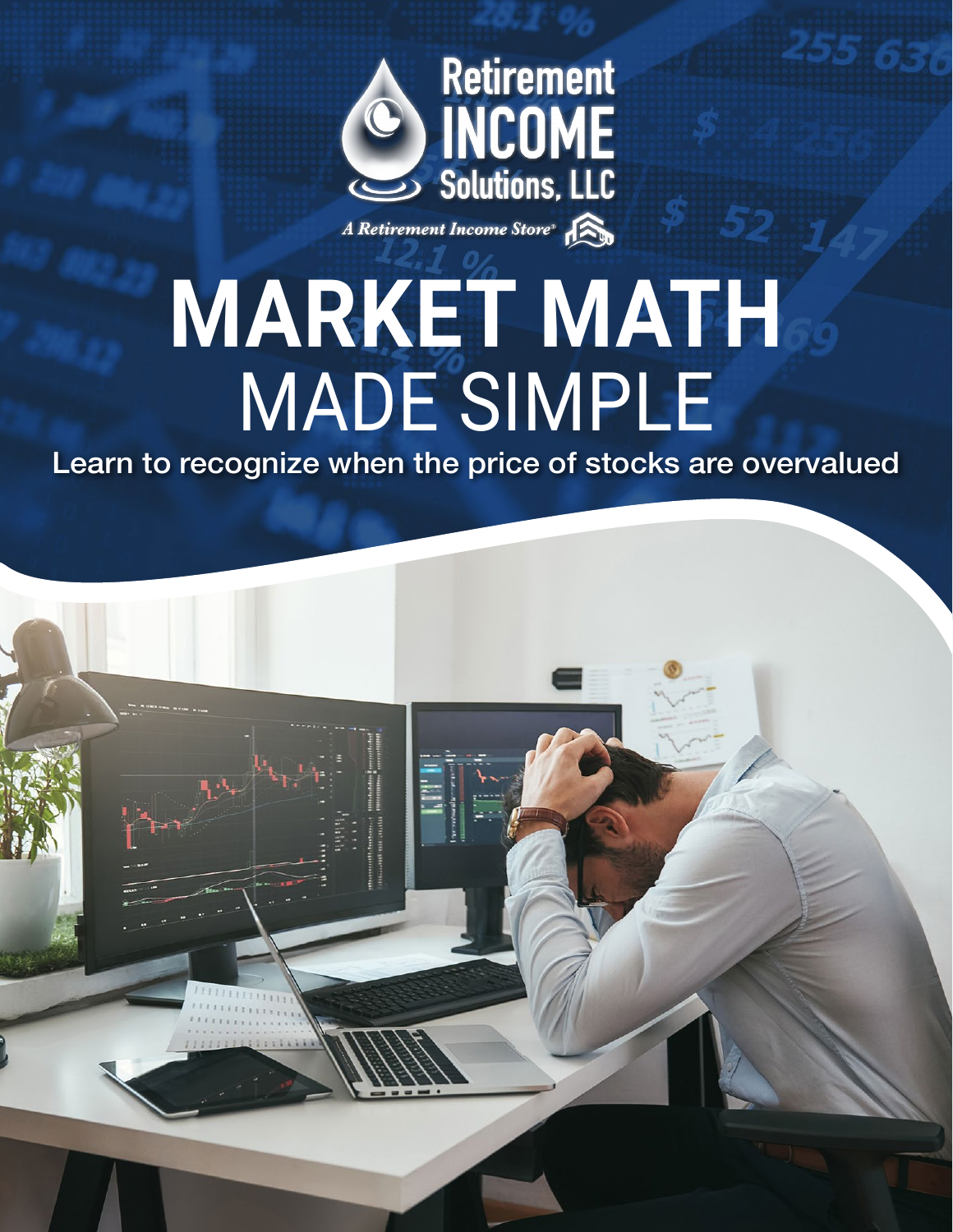Retirement INCOME Solutions, LLC

*A Retirement Income Store®*

# MARKET MATH MADE SIMPLE

**Learn to recognize when the price of stocks are overvalued**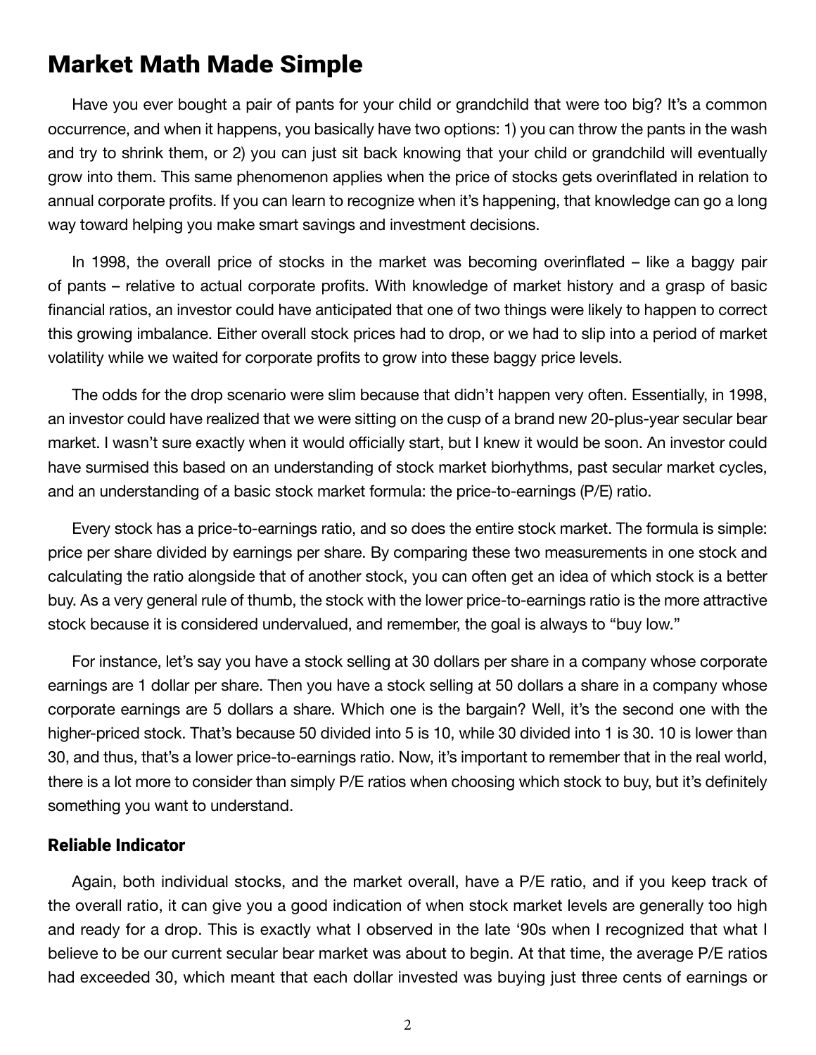# Market Math Made Simple

Have you ever bought a pair of pants for your child or grandchild that were too big? It's a common occurrence, and when it happens, you basically have two options: 1) you can throw the pants in the wash and try to shrink them, or 2) you can just sit back knowing that your child or grandchild will eventually grow into them. This same phenomenon applies when the price of stocks gets overinflated in relation to annual corporate profits. If you can learn to recognize when it's happening, that knowledge can go a long way toward helping you make smart savings and investment decisions.

In 1998, the overall price of stocks in the market was becoming overinflated – like a baggy pair of pants – relative to actual corporate profits. With knowledge of market history and a grasp of basic financial ratios, an investor could have anticipated that one of two things were likely to happen to correct this growing imbalance. Either overall stock prices had to drop, or we had to slip into a period of market volatility while we waited for corporate profits to grow into these baggy price levels.

The odds for the drop scenario were slim because that didn't happen very often. Essentially, in 1998, an investor could have realized that we were sitting on the cusp of a brand new 20-plus-year secular bear market. I wasn't sure exactly when it would officially start, but I knew it would be soon. An investor could have surmised this based on an understanding of stock market biorhythms, past secular market cycles, and an understanding of a basic stock market formula: the price-to-earnings (P/E) ratio.

Every stock has a price-to-earnings ratio, and so does the entire stock market. The formula is simple: price per share divided by earnings per share. By comparing these two measurements in one stock and calculating the ratio alongside that of another stock, you can often get an idea of which stock is a better buy. As a very general rule of thumb, the stock with the lower price-to-earnings ratio is the more attractive stock because it is considered undervalued, and remember, the goal is always to "buy low."

For instance, let's say you have a stock selling at 30 dollars per share in a company whose corporate earnings are 1 dollar per share. Then you have a stock selling at 50 dollars a share in a company whose corporate earnings are 5 dollars a share. Which one is the bargain? Well, it's the second one with the higher-priced stock. That's because 50 divided into 5 is 10, while 30 divided into 1 is 30. 10 is lower than 30, and thus, that's a lower price-to-earnings ratio. Now, it's important to remember that in the real world, there is a lot more to consider than simply P/E ratios when choosing which stock to buy, but it's definitely something you want to understand.

## Reliable Indicator

Again, both individual stocks, and the market overall, have a P/E ratio, and if you keep track of the overall ratio, it can give you a good indication of when stock market levels are generally too high and ready for a drop. This is exactly what I observed in the late '90s when I recognized that what I believe to be our current secular bear market was about to begin. At that time, the average P/E ratios had exceeded 30, which meant that each dollar invested was buying just three cents of earnings or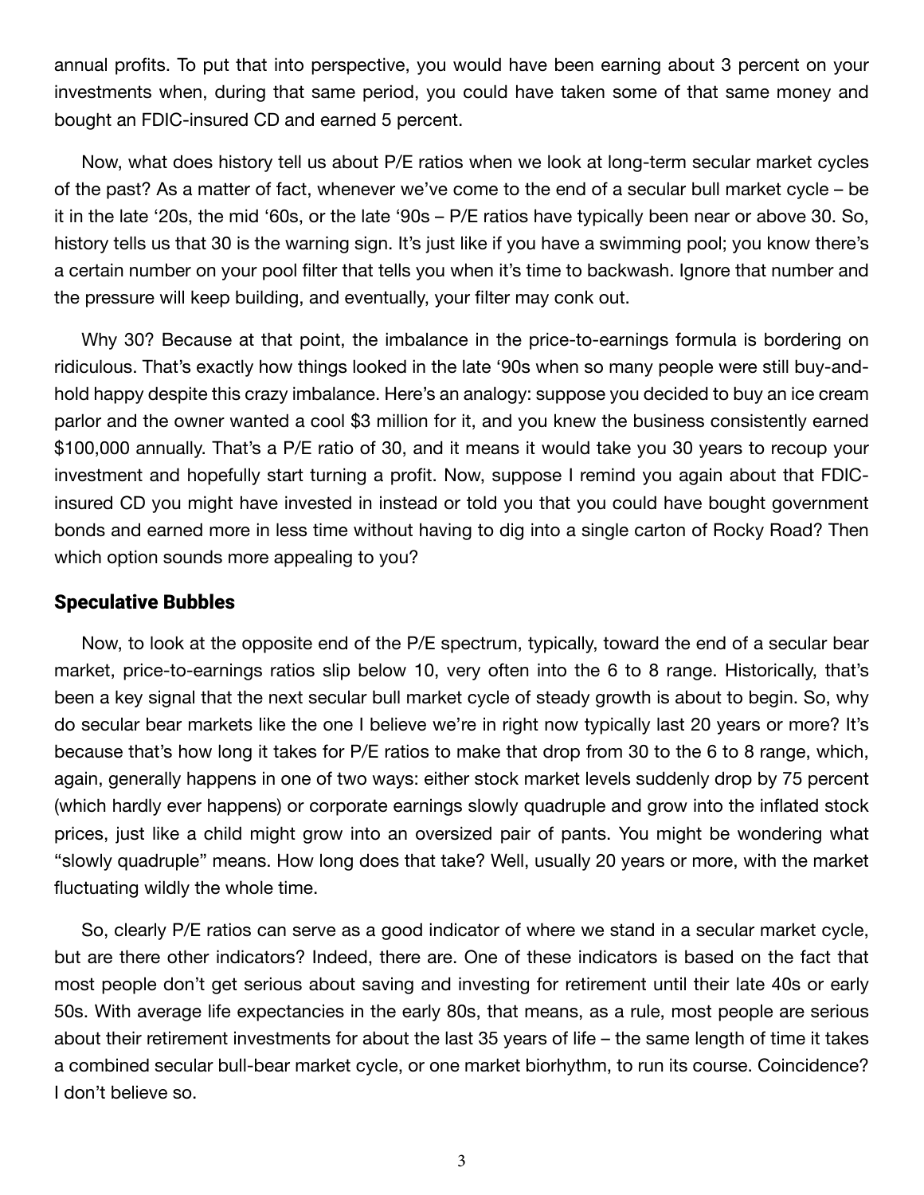annual profits. To put that into perspective, you would have been earning about 3 percent on your investments when, during that same period, you could have taken some of that same money and bought an FDIC-insured CD and earned 5 percent.

Now, what does history tell us about P/E ratios when we look at long-term secular market cycles of the past? As a matter of fact, whenever we've come to the end of a secular bull market cycle – be it in the late '20s, the mid '60s, or the late '90s – P/E ratios have typically been near or above 30. So, history tells us that 30 is the warning sign. It's just like if you have a swimming pool; you know there's a certain number on your pool filter that tells you when it's time to backwash. Ignore that number and the pressure will keep building, and eventually, your filter may conk out.

Why 30? Because at that point, the imbalance in the price-to-earnings formula is bordering on ridiculous. That's exactly how things looked in the late '90s when so many people were still buy-and-hold happy despite this crazy imbalance. Here's an analogy: suppose you decided to buy an ice cream parlor and the owner wanted a cool $3 million for it, and you knew the business consistently earned $100,000 annually. That's a P/E ratio of 30, and it means it would take you 30 years to recoup your investment and hopefully start turning a profit. Now, suppose I remind you again about that FDIC-insured CD you might have invested in instead or told you that you could have bought government bonds and earned more in less time without having to dig into a single carton of Rocky Road? Then which option sounds more appealing to you?

## Speculative Bubbles

Now, to look at the opposite end of the P/E spectrum, typically, toward the end of a secular bear market, price-to-earnings ratios slip below 10, very often into the 6 to 8 range. Historically, that's been a key signal that the next secular bull market cycle of steady growth is about to begin. So, why do secular bear markets like the one I believe we're in right now typically last 20 years or more? It's because that's how long it takes for P/E ratios to make that drop from 30 to the 6 to 8 range, which, again, generally happens in one of two ways: either stock market levels suddenly drop by 75 percent (which hardly ever happens) or corporate earnings slowly quadruple and grow into the inflated stock prices, just like a child might grow into an oversized pair of pants. You might be wondering what "slowly quadruple" means. How long does that take? Well, usually 20 years or more, with the market fluctuating wildly the whole time.

So, clearly P/E ratios can serve as a good indicator of where we stand in a secular market cycle, but are there other indicators? Indeed, there are. One of these indicators is based on the fact that most people don't get serious about saving and investing for retirement until their late 40s or early 50s. With average life expectancies in the early 80s, that means, as a rule, most people are serious about their retirement investments for about the last 35 years of life – the same length of time it takes a combined secular bull-bear market cycle, or one market biorhythm, to run its course. Coincidence? I don't believe so.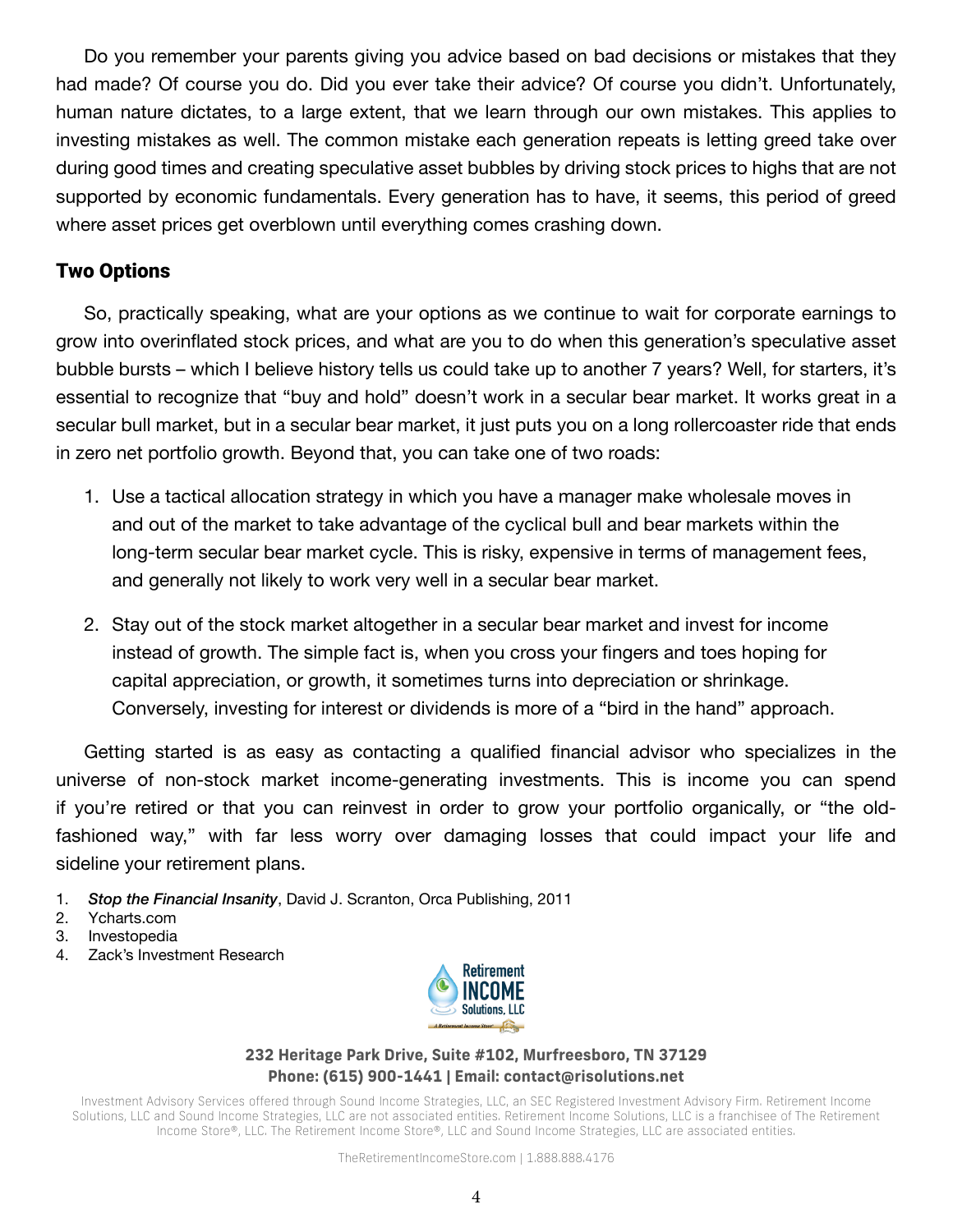Do you remember your parents giving you advice based on bad decisions or mistakes that they had made? Of course you do. Did you ever take their advice? Of course you didn't. Unfortunately, human nature dictates, to a large extent, that we learn through our own mistakes. This applies to investing mistakes as well. The common mistake each generation repeats is letting greed take over during good times and creating speculative asset bubbles by driving stock prices to highs that are not supported by economic fundamentals. Every generation has to have, it seems, this period of greed where asset prices get overblown until everything comes crashing down.

## Two Options

So, practically speaking, what are your options as we continue to wait for corporate earnings to grow into overinflated stock prices, and what are you to do when this generation's speculative asset bubble bursts – which I believe history tells us could take up to another 7 years? Well, for starters, it's essential to recognize that "buy and hold" doesn't work in a secular bear market. It works great in a secular bull market, but in a secular bear market, it just puts you on a long rollercoaster ride that ends in zero net portfolio growth. Beyond that, you can take one of two roads:

1. Use a tactical allocation strategy in which you have a manager make wholesale moves in and out of the market to take advantage of the cyclical bull and bear markets within the long-term secular bear market cycle. This is risky, expensive in terms of management fees, and generally not likely to work very well in a secular bear market.

2. Stay out of the stock market altogether in a secular bear market and invest for income instead of growth. The simple fact is, when you cross your fingers and toes hoping for capital appreciation, or growth, it sometimes turns into depreciation or shrinkage. Conversely, investing for interest or dividends is more of a "bird in the hand" approach.

Getting started is as easy as contacting a qualified financial advisor who specializes in the universe of non-stock market income-generating investments. This is income you can spend if you're retired or that you can reinvest in order to grow your portfolio organically, or "the old-fashioned way," with far less worry over damaging losses that could impact your life and sideline your retirement plans.

1. *Stop the Financial Insanity*, David J. Scranton, Orca Publishing, 2011
2. Ycharts.com
3. Investopedia
4. Zack's Investment Research

Retirement INCOME Solutions, LLC

**232 Heritage Park Drive, Suite #102, Murfreesboro, TN 37129**
**Phone: (615) 900-1441 | Email: contact@risolutions.net**

Investment Advisory Services offered through Sound Income Strategies, LLC, an SEC Registered Investment Advisory Firm. Retirement Income Solutions, LLC and Sound Income Strategies, LLC are not associated entities. Retirement Income Solutions, LLC is a franchisee of The Retirement Income Store®, LLC. The Retirement Income Store®, LLC and Sound Income Strategies, LLC are associated entities.

TheRetirementIncomeStore.com | 1.888.888.4176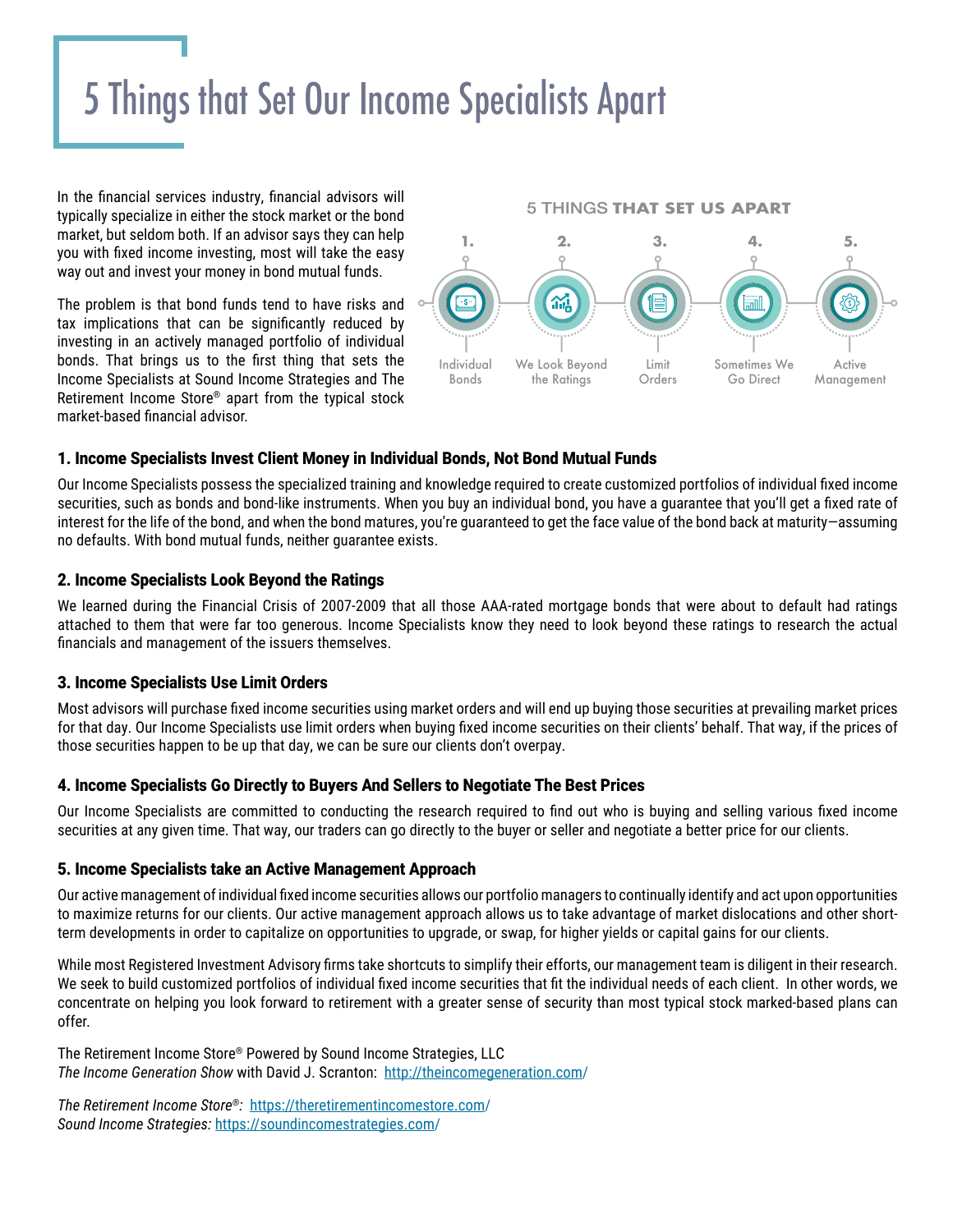# 5 Things that Set Our Income Specialists Apart

In the financial services industry, financial advisors will typically specialize in either the stock market or the bond market, but seldom both. If an advisor says they can help you with fixed income investing, most will take the easy way out and invest your money in bond mutual funds.

The problem is that bond funds tend to have risks and tax implications that can be significantly reduced by investing in an actively managed portfolio of individual bonds. That brings us to the first thing that sets the Income Specialists at Sound Income Strategies and The Retirement Income Store® apart from the typical stock market-based financial advisor.

5 THINGS **THAT SET US APART**

1. Individual Bonds
2. We Look Beyond the Ratings
3. Limit Orders
4. Sometimes We Go Direct
5. Active Management

### 1. Income Specialists Invest Client Money in Individual Bonds, Not Bond Mutual Funds

Our Income Specialists possess the specialized training and knowledge required to create customized portfolios of individual fixed income securities, such as bonds and bond-like instruments. When you buy an individual bond, you have a guarantee that you'll get a fixed rate of interest for the life of the bond, and when the bond matures, you're guaranteed to get the face value of the bond back at maturity—assuming no defaults. With bond mutual funds, neither guarantee exists.

### 2. Income Specialists Look Beyond the Ratings

We learned during the Financial Crisis of 2007-2009 that all those AAA-rated mortgage bonds that were about to default had ratings attached to them that were far too generous. Income Specialists know they need to look beyond these ratings to research the actual financials and management of the issuers themselves.

### 3. Income Specialists Use Limit Orders

Most advisors will purchase fixed income securities using market orders and will end up buying those securities at prevailing market prices for that day. Our Income Specialists use limit orders when buying fixed income securities on their clients' behalf. That way, if the prices of those securities happen to be up that day, we can be sure our clients don't overpay.

### 4. Income Specialists Go Directly to Buyers And Sellers to Negotiate The Best Prices

Our Income Specialists are committed to conducting the research required to find out who is buying and selling various fixed income securities at any given time. That way, our traders can go directly to the buyer or seller and negotiate a better price for our clients.

### 5. Income Specialists take an Active Management Approach

Our active management of individual fixed income securities allows our portfolio managers to continually identify and act upon opportunities to maximize returns for our clients. Our active management approach allows us to take advantage of market dislocations and other short-term developments in order to capitalize on opportunities to upgrade, or swap, for higher yields or capital gains for our clients.

While most Registered Investment Advisory firms take shortcuts to simplify their efforts, our management team is diligent in their research. We seek to build customized portfolios of individual fixed income securities that fit the individual needs of each client. In other words, we concentrate on helping you look forward to retirement with a greater sense of security than most typical stock marked-based plans can offer.

The Retirement Income Store® Powered by Sound Income Strategies, LLC
*The Income Generation Show* with David J. Scranton: http://theincomegeneration.com/

*The Retirement Income Store®:* https://theretirementincomestore.com/
*Sound Income Strategies:* https://soundincomestrategies.com/